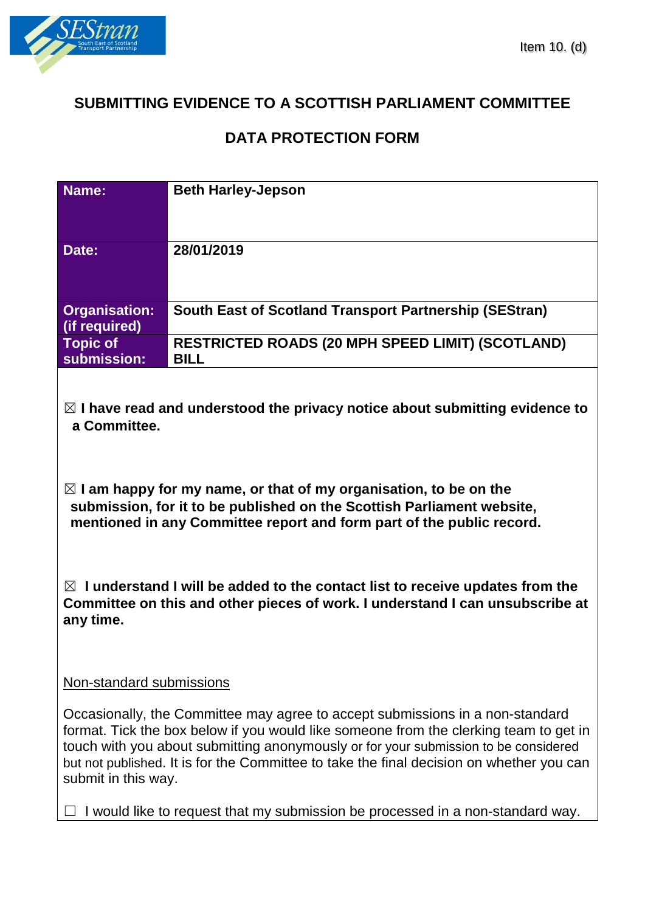Item 10. (d)

## SUBMITTING EVIDENCE TO A SCOTTISH PARLIAMENT COMMITTEE

## DATA PROTECTION FORM

| **Name:** | **Beth Harley-Jepson** |
|---|---|
| **Date:** | **28/01/2019** |
| **Organisation: (if required)** | **South East of Scotland Transport Partnership (SEStran)** |
| **Topic of submission:** | **RESTRICTED ROADS (20 MPH SPEED LIMIT) (SCOTLAND) BILL** |

☒ **I have read and understood the privacy notice about submitting evidence to a Committee.**

☒ **I am happy for my name, or that of my organisation, to be on the submission, for it to be published on the Scottish Parliament website, mentioned in any Committee report and form part of the public record.**

☒ **I understand I will be added to the contact list to receive updates from the Committee on this and other pieces of work. I understand I can unsubscribe at any time.**

Non-standard submissions

Occasionally, the Committee may agree to accept submissions in a non-standard format. Tick the box below if you would like someone from the clerking team to get in touch with you about submitting anonymously or for your submission to be considered but not published. It is for the Committee to take the final decision on whether you can submit in this way.

☐ I would like to request that my submission be processed in a non-standard way.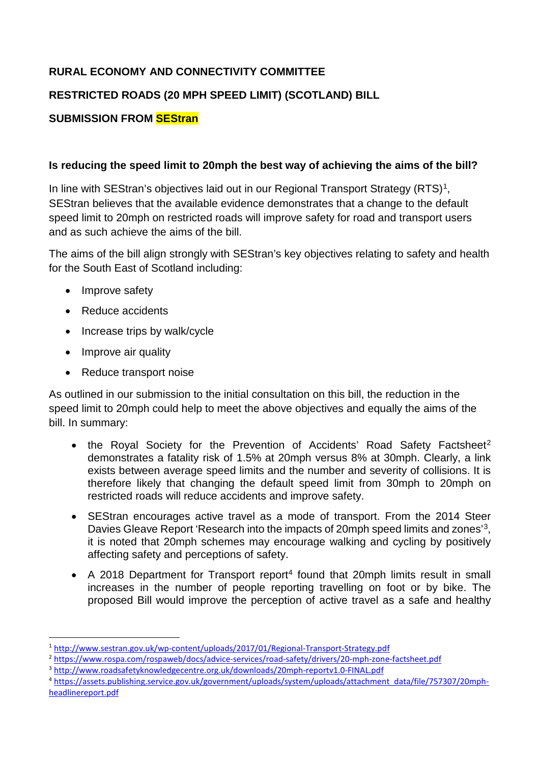**RURAL ECONOMY AND CONNECTIVITY COMMITTEE**

**RESTRICTED ROADS (20 MPH SPEED LIMIT) (SCOTLAND) BILL**

**SUBMISSION FROM SEStran**

**Is reducing the speed limit to 20mph the best way of achieving the aims of the bill?**

In line with SEStran's objectives laid out in our Regional Transport Strategy (RTS)[1], SEStran believes that the available evidence demonstrates that a change to the default speed limit to 20mph on restricted roads will improve safety for road and transport users and as such achieve the aims of the bill.

The aims of the bill align strongly with SEStran's key objectives relating to safety and health for the South East of Scotland including:

- Improve safety
- Reduce accidents
- Increase trips by walk/cycle
- Improve air quality
- Reduce transport noise

As outlined in our submission to the initial consultation on this bill, the reduction in the speed limit to 20mph could help to meet the above objectives and equally the aims of the bill. In summary:

- the Royal Society for the Prevention of Accidents' Road Safety Factsheet[2] demonstrates a fatality risk of 1.5% at 20mph versus 8% at 30mph. Clearly, a link exists between average speed limits and the number and severity of collisions. It is therefore likely that changing the default speed limit from 30mph to 20mph on restricted roads will reduce accidents and improve safety.
- SEStran encourages active travel as a mode of transport. From the 2014 Steer Davies Gleave Report 'Research into the impacts of 20mph speed limits and zones'[3], it is noted that 20mph schemes may encourage walking and cycling by positively affecting safety and perceptions of safety.
- A 2018 Department for Transport report[4] found that 20mph limits result in small increases in the number of people reporting travelling on foot or by bike. The proposed Bill would improve the perception of active travel as a safe and healthy

[1] http://www.sestran.gov.uk/wp-content/uploads/2017/01/Regional-Transport-Strategy.pdf

[2] https://www.rospa.com/rospaweb/docs/advice-services/road-safety/drivers/20-mph-zone-factsheet.pdf

[3] http://www.roadsafetyknowledgecentre.org.uk/downloads/20mph-reportv1.0-FINAL.pdf

[4] https://assets.publishing.service.gov.uk/government/uploads/system/uploads/attachment_data/file/757307/20mph-headlinereport.pdf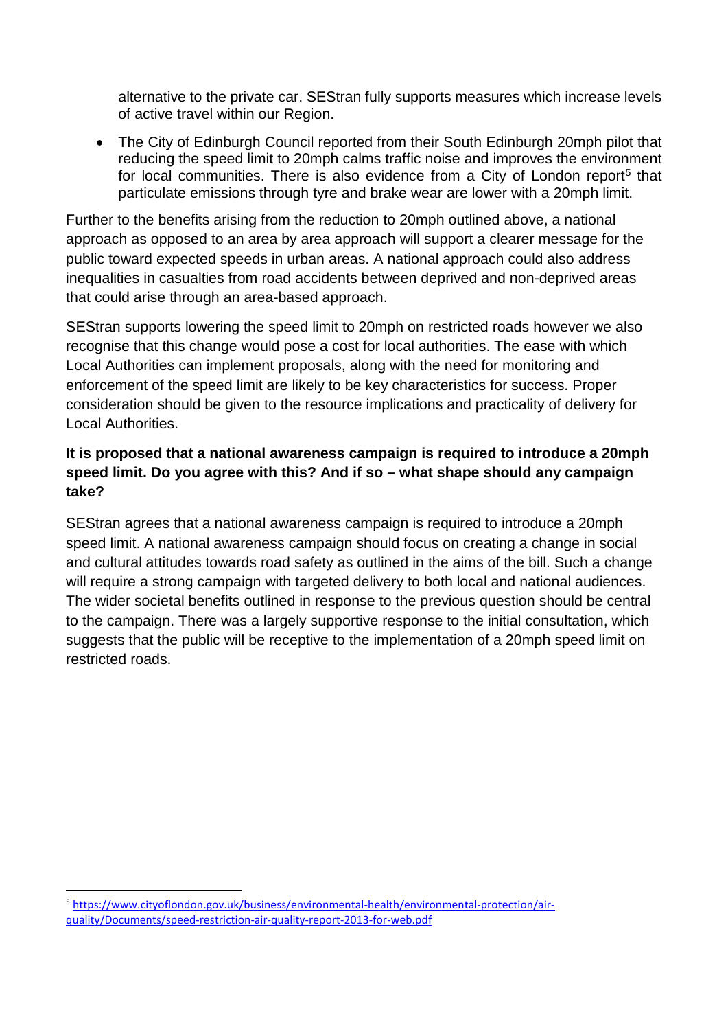alternative to the private car. SEStran fully supports measures which increase levels of active travel within our Region.

- The City of Edinburgh Council reported from their South Edinburgh 20mph pilot that reducing the speed limit to 20mph calms traffic noise and improves the environment for local communities. There is also evidence from a City of London report[5] that particulate emissions through tyre and brake wear are lower with a 20mph limit.

Further to the benefits arising from the reduction to 20mph outlined above, a national approach as opposed to an area by area approach will support a clearer message for the public toward expected speeds in urban areas. A national approach could also address inequalities in casualties from road accidents between deprived and non-deprived areas that could arise through an area-based approach.

SEStran supports lowering the speed limit to 20mph on restricted roads however we also recognise that this change would pose a cost for local authorities. The ease with which Local Authorities can implement proposals, along with the need for monitoring and enforcement of the speed limit are likely to be key characteristics for success. Proper consideration should be given to the resource implications and practicality of delivery for Local Authorities.

**It is proposed that a national awareness campaign is required to introduce a 20mph speed limit. Do you agree with this? And if so – what shape should any campaign take?**

SEStran agrees that a national awareness campaign is required to introduce a 20mph speed limit. A national awareness campaign should focus on creating a change in social and cultural attitudes towards road safety as outlined in the aims of the bill. Such a change will require a strong campaign with targeted delivery to both local and national audiences. The wider societal benefits outlined in response to the previous question should be central to the campaign. There was a largely supportive response to the initial consultation, which suggests that the public will be receptive to the implementation of a 20mph speed limit on restricted roads.

---

[5] https://www.cityoflondon.gov.uk/business/environmental-health/environmental-protection/air-quality/Documents/speed-restriction-air-quality-report-2013-for-web.pdf